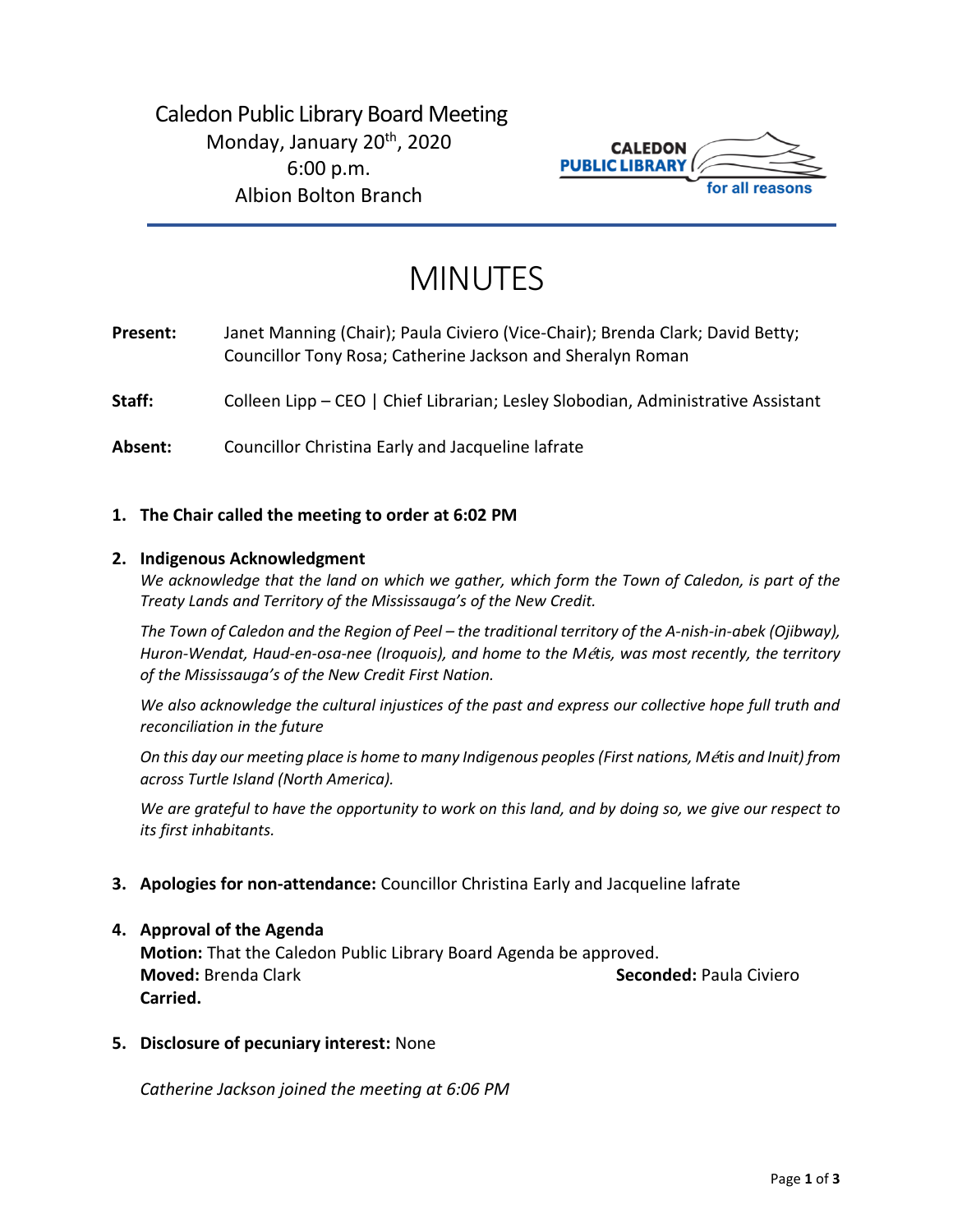Caledon Public Library Board Meeting
Monday, January 20th, 2020
6:00 p.m.
Albion Bolton Branch

# MINUTES

**Present:** Janet Manning (Chair); Paula Civiero (Vice-Chair); Brenda Clark; David Betty; Councillor Tony Rosa; Catherine Jackson and Sheralyn Roman

**Staff:** Colleen Lipp – CEO | Chief Librarian; Lesley Slobodian, Administrative Assistant

**Absent:** Councillor Christina Early and Jacqueline lafrate

1. **The Chair called the meeting to order at 6:02 PM**

2. **Indigenous Acknowledgment**

   *We acknowledge that the land on which we gather, which form the Town of Caledon, is part of the Treaty Lands and Territory of the Mississauga's of the New Credit.*

   *The Town of Caledon and the Region of Peel – the traditional territory of the A-nish-in-abek (Ojibway), Huron-Wendat, Haud-en-osa-nee (Iroquois), and home to the Métis, was most recently, the territory of the Mississauga's of the New Credit First Nation.*

   *We also acknowledge the cultural injustices of the past and express our collective hope full truth and reconciliation in the future*

   *On this day our meeting place is home to many Indigenous peoples (First nations, Métis and Inuit) from across Turtle Island (North America).*

   *We are grateful to have the opportunity to work on this land, and by doing so, we give our respect to its first inhabitants.*

3. **Apologies for non-attendance:** Councillor Christina Early and Jacqueline lafrate

4. **Approval of the Agenda**

   **Motion:** That the Caledon Public Library Board Agenda be approved.
   **Moved:** Brenda Clark **Seconded:** Paula Civiero
   **Carried.**

5. **Disclosure of pecuniary interest:** None

   *Catherine Jackson joined the meeting at 6:06 PM*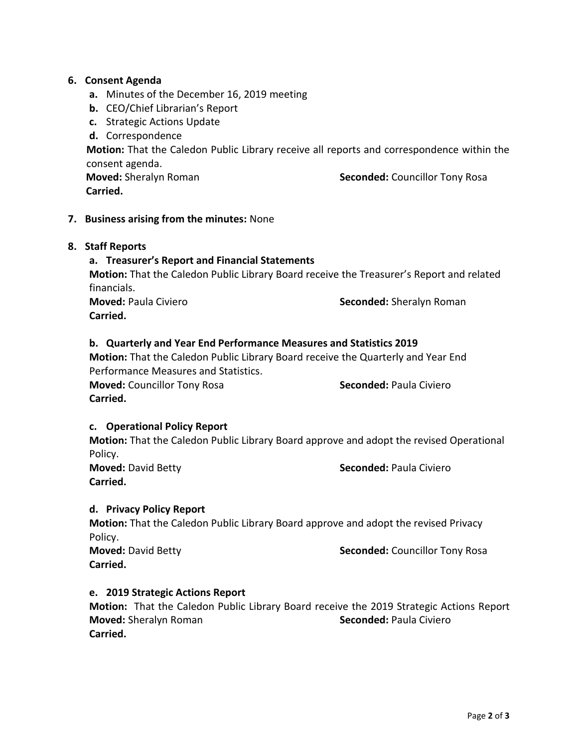6. **Consent Agenda**
   - **a.** Minutes of the December 16, 2019 meeting
   - **b.** CEO/Chief Librarian's Report
   - **c.** Strategic Actions Update
   - **d.** Correspondence

   **Motion:** That the Caledon Public Library receive all reports and correspondence within the consent agenda.
   **Moved:** Sheralyn Roman **Seconded:** Councillor Tony Rosa
   **Carried.**

7. **Business arising from the minutes:** None

8. **Staff Reports**

   **a. Treasurer's Report and Financial Statements**
   **Motion:** That the Caledon Public Library Board receive the Treasurer's Report and related financials.
   **Moved:** Paula Civiero **Seconded:** Sheralyn Roman
   **Carried.**

   **b. Quarterly and Year End Performance Measures and Statistics 2019**
   **Motion:** That the Caledon Public Library Board receive the Quarterly and Year End Performance Measures and Statistics.
   **Moved:** Councillor Tony Rosa **Seconded:** Paula Civiero
   **Carried.**

   **c. Operational Policy Report**
   **Motion:** That the Caledon Public Library Board approve and adopt the revised Operational Policy.
   **Moved:** David Betty **Seconded:** Paula Civiero
   **Carried.**

   **d. Privacy Policy Report**
   **Motion:** That the Caledon Public Library Board approve and adopt the revised Privacy Policy.
   **Moved:** David Betty **Seconded:** Councillor Tony Rosa
   **Carried.**

   **e. 2019 Strategic Actions Report**
   **Motion:** That the Caledon Public Library Board receive the 2019 Strategic Actions Report
   **Moved:** Sheralyn Roman **Seconded:** Paula Civiero
   **Carried.**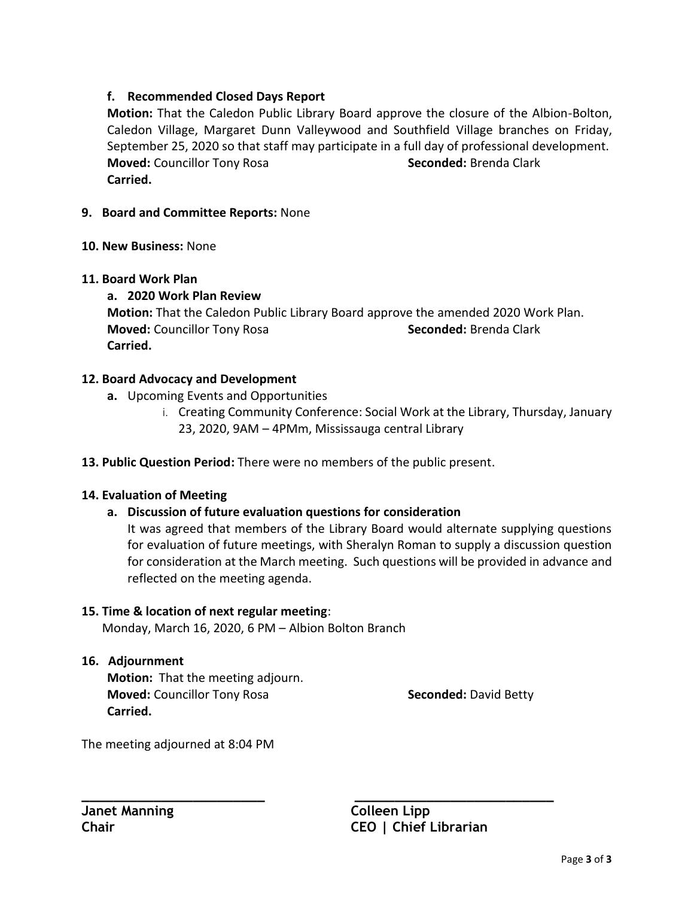**f. Recommended Closed Days Report**

**Motion:** That the Caledon Public Library Board approve the closure of the Albion-Bolton, Caledon Village, Margaret Dunn Valleywood and Southfield Village branches on Friday, September 25, 2020 so that staff may participate in a full day of professional development.
**Moved:** Councillor Tony Rosa **Seconded:** Brenda Clark
**Carried.**

**9. Board and Committee Reports:** None

**10. New Business:** None

**11. Board Work Plan**

**a. 2020 Work Plan Review**

**Motion:** That the Caledon Public Library Board approve the amended 2020 Work Plan.
**Moved:** Councillor Tony Rosa **Seconded:** Brenda Clark
**Carried.**

**12. Board Advocacy and Development**

- **a.** Upcoming Events and Opportunities
  - i. Creating Community Conference: Social Work at the Library, Thursday, January 23, 2020, 9AM – 4PMm, Mississauga central Library

**13. Public Question Period:** There were no members of the public present.

**14. Evaluation of Meeting**

**a. Discussion of future evaluation questions for consideration**

It was agreed that members of the Library Board would alternate supplying questions for evaluation of future meetings, with Sheralyn Roman to supply a discussion question for consideration at the March meeting. Such questions will be provided in advance and reflected on the meeting agenda.

**15. Time & location of next regular meeting**:

Monday, March 16, 2020, 6 PM – Albion Bolton Branch

**16. Adjournment**

**Motion:** That the meeting adjourn.
**Moved:** Councillor Tony Rosa **Seconded:** David Betty
**Carried.**

The meeting adjourned at 8:04 PM

\_\_\_\_\_\_\_\_\_\_\_\_\_\_\_\_\_\_\_\_\_\_\_\_\_\_ \_\_\_\_\_\_\_\_\_\_\_\_\_\_\_\_\_\_\_\_\_\_\_\_\_\_\_\_\_\_

**Janet Manning**
**Chair**

**Colleen Lipp**
**CEO | Chief Librarian**